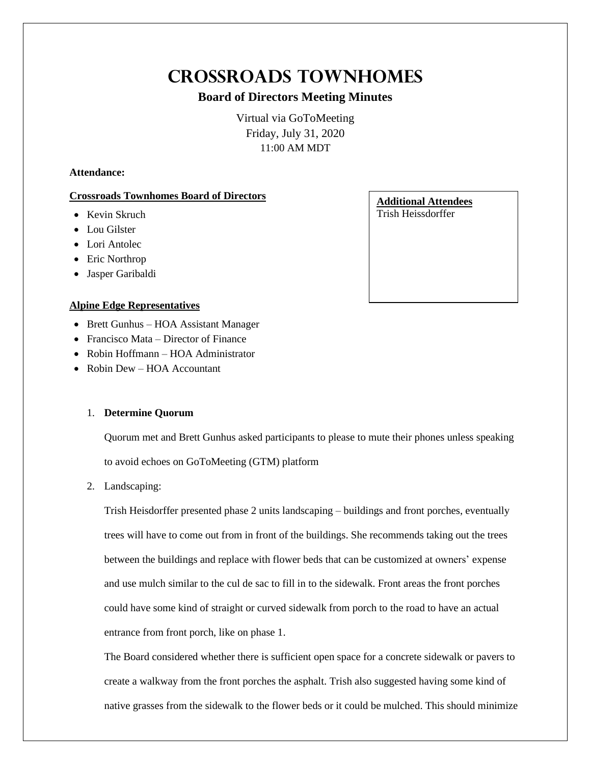# Crossroads Townhomes

## Board of Directors Meeting Minutes

Virtual via GoToMeeting
Friday, July 31, 2020
11:00 AM MDT

**Attendance:**

**Crossroads Townhomes Board of Directors**

- Kevin Skruch
- Lou Gilster
- Lori Antolec
- Eric Northrop
- Jasper Garibaldi

**Additional Attendees**
Trish Heissdorffer

**Alpine Edge Representatives**

- Brett Gunhus – HOA Assistant Manager
- Francisco Mata – Director of Finance
- Robin Hoffmann – HOA Administrator
- Robin Dew – HOA Accountant

1. **Determine Quorum**

   Quorum met and Brett Gunhus asked participants to please to mute their phones unless speaking to avoid echoes on GoToMeeting (GTM) platform

2. Landscaping:

   Trish Heisdorffer presented phase 2 units landscaping – buildings and front porches, eventually trees will have to come out from in front of the buildings. She recommends taking out the trees between the buildings and replace with flower beds that can be customized at owners' expense and use mulch similar to the cul de sac to fill in to the sidewalk. Front areas the front porches could have some kind of straight or curved sidewalk from porch to the road to have an actual entrance from front porch, like on phase 1.

   The Board considered whether there is sufficient open space for a concrete sidewalk or pavers to create a walkway from the front porches the asphalt. Trish also suggested having some kind of native grasses from the sidewalk to the flower beds or it could be mulched. This should minimize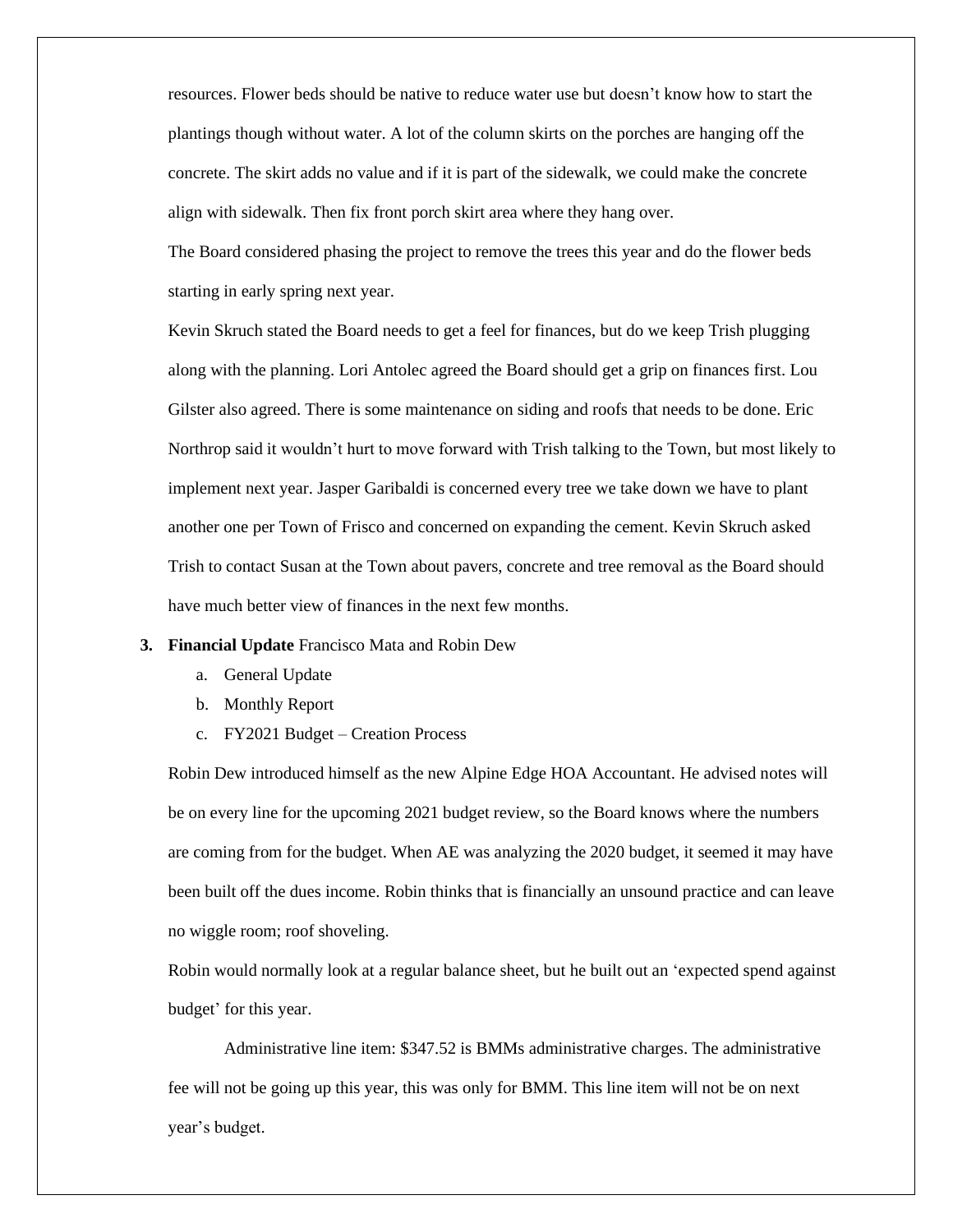resources. Flower beds should be native to reduce water use but doesn't know how to start the plantings though without water. A lot of the column skirts on the porches are hanging off the concrete. The skirt adds no value and if it is part of the sidewalk, we could make the concrete align with sidewalk. Then fix front porch skirt area where they hang over.

The Board considered phasing the project to remove the trees this year and do the flower beds starting in early spring next year.

Kevin Skruch stated the Board needs to get a feel for finances, but do we keep Trish plugging along with the planning. Lori Antolec agreed the Board should get a grip on finances first. Lou Gilster also agreed. There is some maintenance on siding and roofs that needs to be done. Eric Northrop said it wouldn't hurt to move forward with Trish talking to the Town, but most likely to implement next year. Jasper Garibaldi is concerned every tree we take down we have to plant another one per Town of Frisco and concerned on expanding the cement. Kevin Skruch asked Trish to contact Susan at the Town about pavers, concrete and tree removal as the Board should have much better view of finances in the next few months.

3. **Financial Update** Francisco Mata and Robin Dew
   a. General Update
   b. Monthly Report
   c. FY2021 Budget – Creation Process

Robin Dew introduced himself as the new Alpine Edge HOA Accountant. He advised notes will be on every line for the upcoming 2021 budget review, so the Board knows where the numbers are coming from for the budget. When AE was analyzing the 2020 budget, it seemed it may have been built off the dues income. Robin thinks that is financially an unsound practice and can leave no wiggle room; roof shoveling.

Robin would normally look at a regular balance sheet, but he built out an 'expected spend against budget' for this year.

Administrative line item: $347.52 is BMMs administrative charges. The administrative fee will not be going up this year, this was only for BMM. This line item will not be on next year's budget.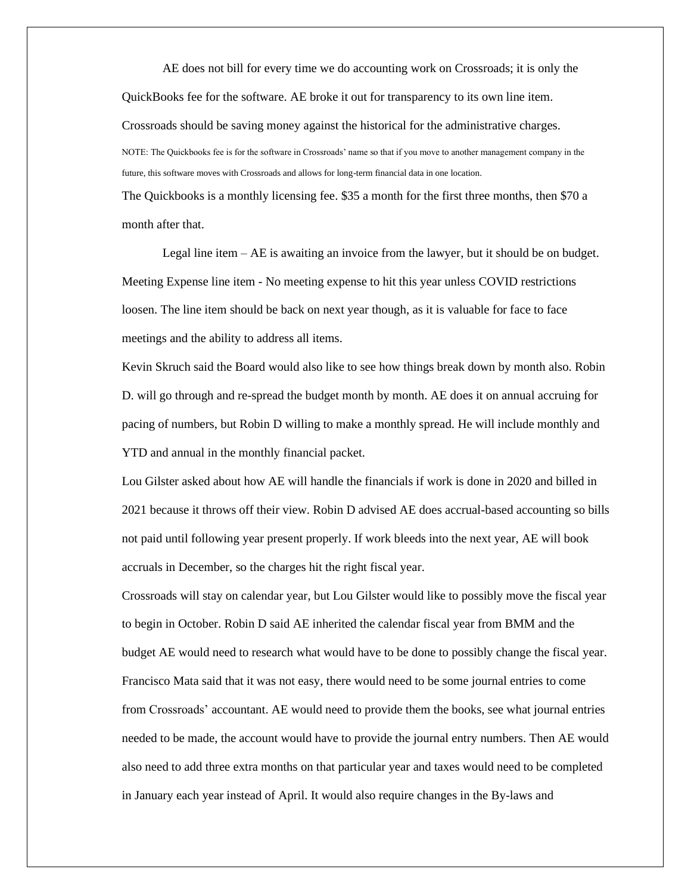AE does not bill for every time we do accounting work on Crossroads; it is only the QuickBooks fee for the software. AE broke it out for transparency to its own line item. Crossroads should be saving money against the historical for the administrative charges.

NOTE: The Quickbooks fee is for the software in Crossroads' name so that if you move to another management company in the future, this software moves with Crossroads and allows for long-term financial data in one location.

The Quickbooks is a monthly licensing fee. $35 a month for the first three months, then $70 a month after that.

Legal line item – AE is awaiting an invoice from the lawyer, but it should be on budget.

Meeting Expense line item - No meeting expense to hit this year unless COVID restrictions loosen. The line item should be back on next year though, as it is valuable for face to face meetings and the ability to address all items.

Kevin Skruch said the Board would also like to see how things break down by month also. Robin D. will go through and re-spread the budget month by month. AE does it on annual accruing for pacing of numbers, but Robin D willing to make a monthly spread. He will include monthly and YTD and annual in the monthly financial packet.

Lou Gilster asked about how AE will handle the financials if work is done in 2020 and billed in 2021 because it throws off their view. Robin D advised AE does accrual-based accounting so bills not paid until following year present properly. If work bleeds into the next year, AE will book accruals in December, so the charges hit the right fiscal year.

Crossroads will stay on calendar year, but Lou Gilster would like to possibly move the fiscal year to begin in October. Robin D said AE inherited the calendar fiscal year from BMM and the budget AE would need to research what would have to be done to possibly change the fiscal year. Francisco Mata said that it was not easy, there would need to be some journal entries to come from Crossroads' accountant. AE would need to provide them the books, see what journal entries needed to be made, the account would have to provide the journal entry numbers. Then AE would also need to add three extra months on that particular year and taxes would need to be completed in January each year instead of April. It would also require changes in the By-laws and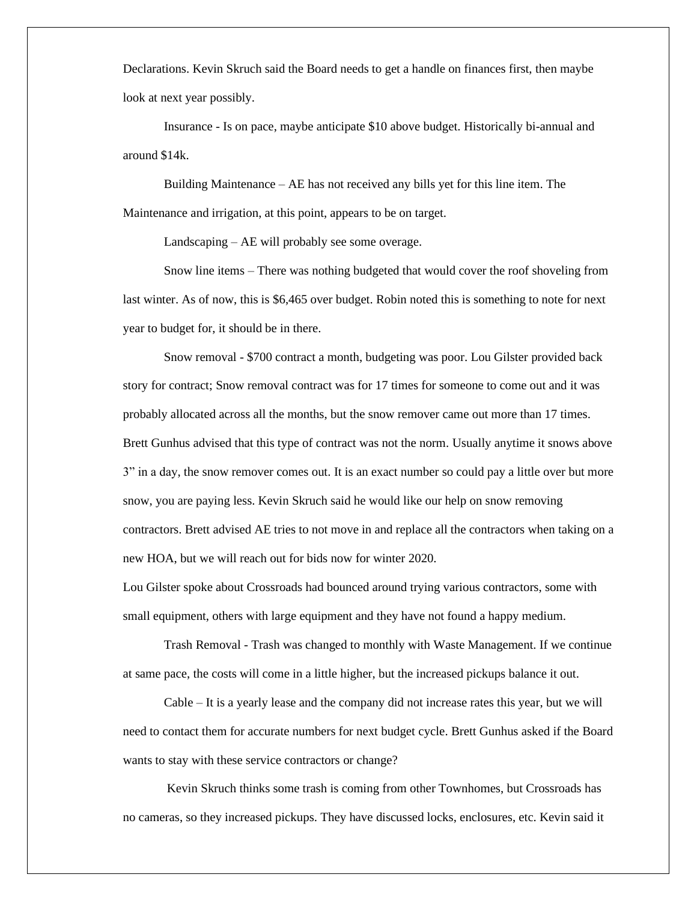Declarations. Kevin Skruch said the Board needs to get a handle on finances first, then maybe look at next year possibly.

Insurance - Is on pace, maybe anticipate $10 above budget. Historically bi-annual and around $14k.

Building Maintenance – AE has not received any bills yet for this line item. The Maintenance and irrigation, at this point, appears to be on target.

Landscaping – AE will probably see some overage.

Snow line items – There was nothing budgeted that would cover the roof shoveling from last winter. As of now, this is $6,465 over budget. Robin noted this is something to note for next year to budget for, it should be in there.

Snow removal - $700 contract a month, budgeting was poor. Lou Gilster provided back story for contract; Snow removal contract was for 17 times for someone to come out and it was probably allocated across all the months, but the snow remover came out more than 17 times. Brett Gunhus advised that this type of contract was not the norm. Usually anytime it snows above 3" in a day, the snow remover comes out. It is an exact number so could pay a little over but more snow, you are paying less. Kevin Skruch said he would like our help on snow removing contractors. Brett advised AE tries to not move in and replace all the contractors when taking on a new HOA, but we will reach out for bids now for winter 2020.

Lou Gilster spoke about Crossroads had bounced around trying various contractors, some with small equipment, others with large equipment and they have not found a happy medium.

Trash Removal - Trash was changed to monthly with Waste Management. If we continue at same pace, the costs will come in a little higher, but the increased pickups balance it out.

Cable – It is a yearly lease and the company did not increase rates this year, but we will need to contact them for accurate numbers for next budget cycle. Brett Gunhus asked if the Board wants to stay with these service contractors or change?

Kevin Skruch thinks some trash is coming from other Townhomes, but Crossroads has no cameras, so they increased pickups. They have discussed locks, enclosures, etc. Kevin said it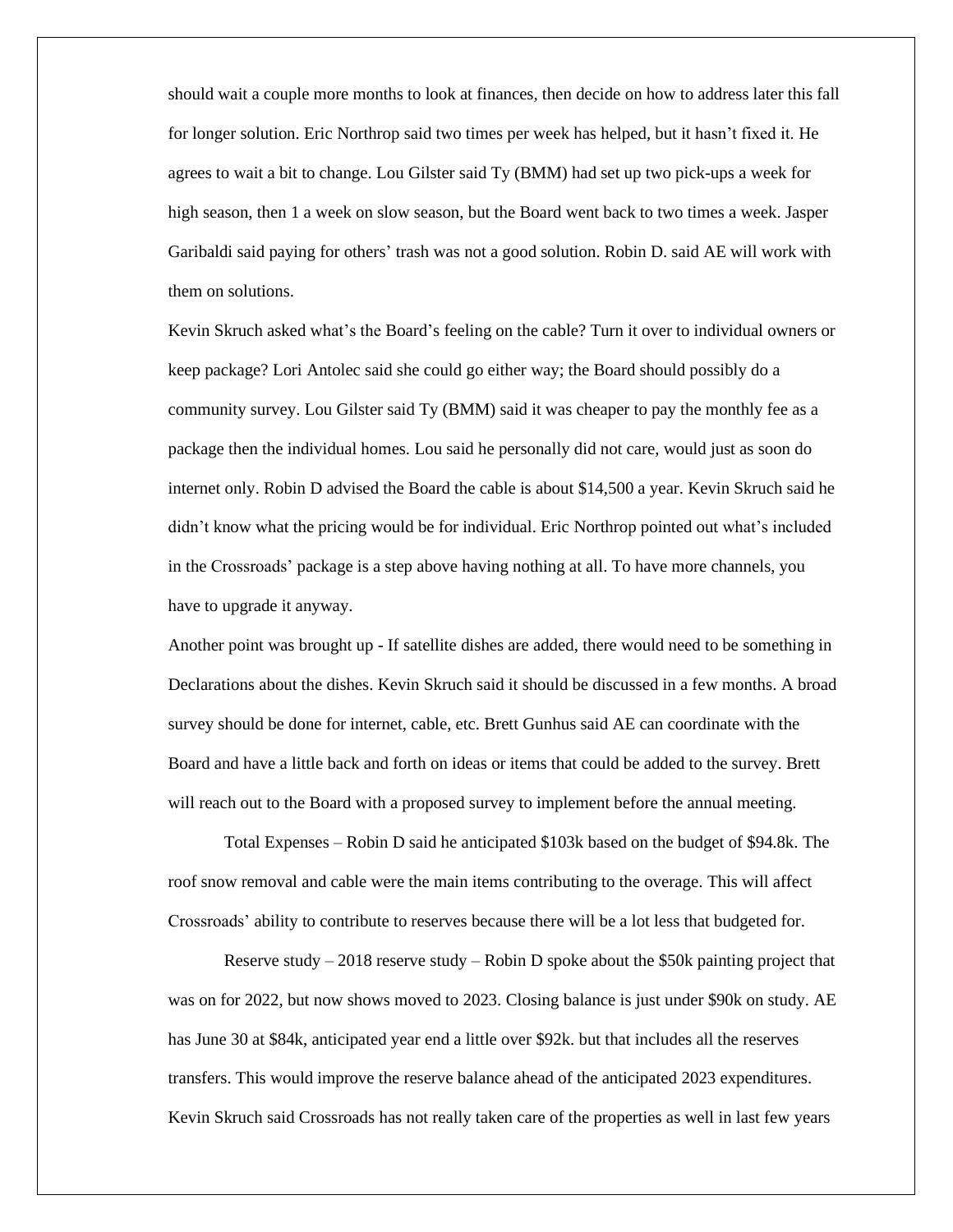should wait a couple more months to look at finances, then decide on how to address later this fall for longer solution. Eric Northrop said two times per week has helped, but it hasn't fixed it. He agrees to wait a bit to change. Lou Gilster said Ty (BMM) had set up two pick-ups a week for high season, then 1 a week on slow season, but the Board went back to two times a week. Jasper Garibaldi said paying for others' trash was not a good solution. Robin D. said AE will work with them on solutions.

Kevin Skruch asked what's the Board's feeling on the cable? Turn it over to individual owners or keep package? Lori Antolec said she could go either way; the Board should possibly do a community survey. Lou Gilster said Ty (BMM) said it was cheaper to pay the monthly fee as a package then the individual homes. Lou said he personally did not care, would just as soon do internet only. Robin D advised the Board the cable is about $14,500 a year. Kevin Skruch said he didn't know what the pricing would be for individual. Eric Northrop pointed out what's included in the Crossroads' package is a step above having nothing at all. To have more channels, you have to upgrade it anyway.

Another point was brought up - If satellite dishes are added, there would need to be something in Declarations about the dishes. Kevin Skruch said it should be discussed in a few months. A broad survey should be done for internet, cable, etc. Brett Gunhus said AE can coordinate with the Board and have a little back and forth on ideas or items that could be added to the survey. Brett will reach out to the Board with a proposed survey to implement before the annual meeting.

Total Expenses – Robin D said he anticipated $103k based on the budget of $94.8k. The roof snow removal and cable were the main items contributing to the overage. This will affect Crossroads' ability to contribute to reserves because there will be a lot less that budgeted for.

Reserve study – 2018 reserve study – Robin D spoke about the $50k painting project that was on for 2022, but now shows moved to 2023. Closing balance is just under $90k on study. AE has June 30 at $84k, anticipated year end a little over $92k. but that includes all the reserves transfers. This would improve the reserve balance ahead of the anticipated 2023 expenditures. Kevin Skruch said Crossroads has not really taken care of the properties as well in last few years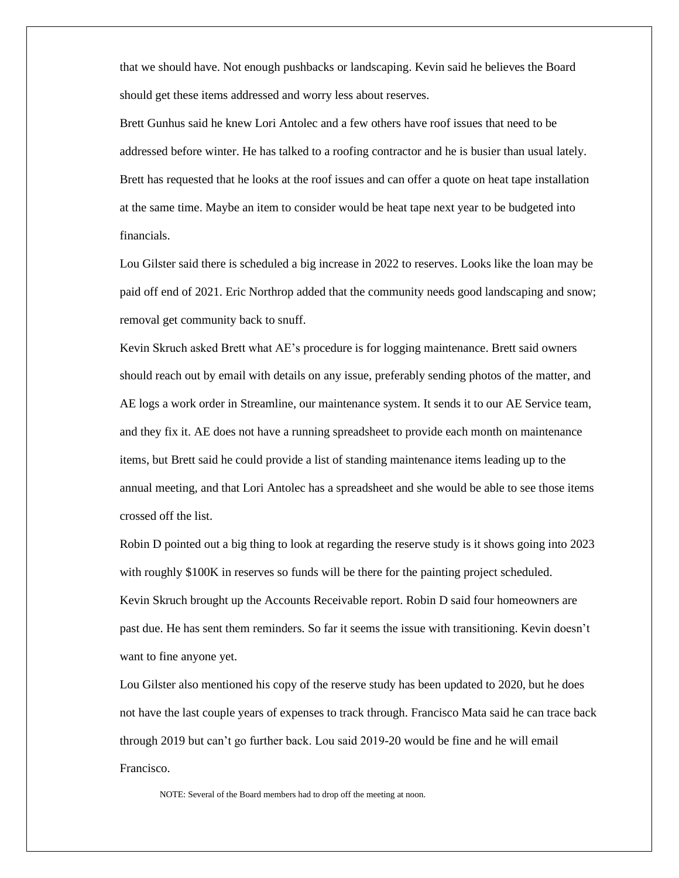that we should have. Not enough pushbacks or landscaping. Kevin said he believes the Board should get these items addressed and worry less about reserves.

Brett Gunhus said he knew Lori Antolec and a few others have roof issues that need to be addressed before winter. He has talked to a roofing contractor and he is busier than usual lately. Brett has requested that he looks at the roof issues and can offer a quote on heat tape installation at the same time. Maybe an item to consider would be heat tape next year to be budgeted into financials.

Lou Gilster said there is scheduled a big increase in 2022 to reserves. Looks like the loan may be paid off end of 2021. Eric Northrop added that the community needs good landscaping and snow; removal get community back to snuff.

Kevin Skruch asked Brett what AE's procedure is for logging maintenance. Brett said owners should reach out by email with details on any issue, preferably sending photos of the matter, and AE logs a work order in Streamline, our maintenance system. It sends it to our AE Service team, and they fix it. AE does not have a running spreadsheet to provide each month on maintenance items, but Brett said he could provide a list of standing maintenance items leading up to the annual meeting, and that Lori Antolec has a spreadsheet and she would be able to see those items crossed off the list.

Robin D pointed out a big thing to look at regarding the reserve study is it shows going into 2023 with roughly $100K in reserves so funds will be there for the painting project scheduled.

Kevin Skruch brought up the Accounts Receivable report. Robin D said four homeowners are past due. He has sent them reminders. So far it seems the issue with transitioning. Kevin doesn't want to fine anyone yet.

Lou Gilster also mentioned his copy of the reserve study has been updated to 2020, but he does not have the last couple years of expenses to track through. Francisco Mata said he can trace back through 2019 but can't go further back. Lou said 2019-20 would be fine and he will email Francisco.

NOTE: Several of the Board members had to drop off the meeting at noon.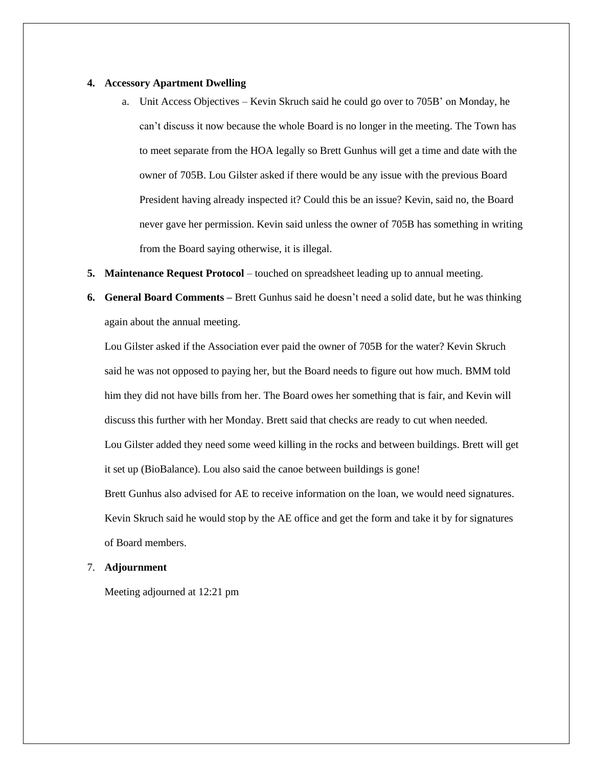4. **Accessory Apartment Dwelling**
   a. Unit Access Objectives – Kevin Skruch said he could go over to 705B' on Monday, he can't discuss it now because the whole Board is no longer in the meeting. The Town has to meet separate from the HOA legally so Brett Gunhus will get a time and date with the owner of 705B. Lou Gilster asked if there would be any issue with the previous Board President having already inspected it? Could this be an issue? Kevin, said no, the Board never gave her permission. Kevin said unless the owner of 705B has something in writing from the Board saying otherwise, it is illegal.

5. **Maintenance Request Protocol** – touched on spreadsheet leading up to annual meeting.

6. **General Board Comments –** Brett Gunhus said he doesn't need a solid date, but he was thinking again about the annual meeting.

   Lou Gilster asked if the Association ever paid the owner of 705B for the water? Kevin Skruch said he was not opposed to paying her, but the Board needs to figure out how much. BMM told him they did not have bills from her. The Board owes her something that is fair, and Kevin will discuss this further with her Monday. Brett said that checks are ready to cut when needed.

   Lou Gilster added they need some weed killing in the rocks and between buildings. Brett will get it set up (BioBalance). Lou also said the canoe between buildings is gone!

   Brett Gunhus also advised for AE to receive information on the loan, we would need signatures. Kevin Skruch said he would stop by the AE office and get the form and take it by for signatures of Board members.

7. **Adjournment**

   Meeting adjourned at 12:21 pm